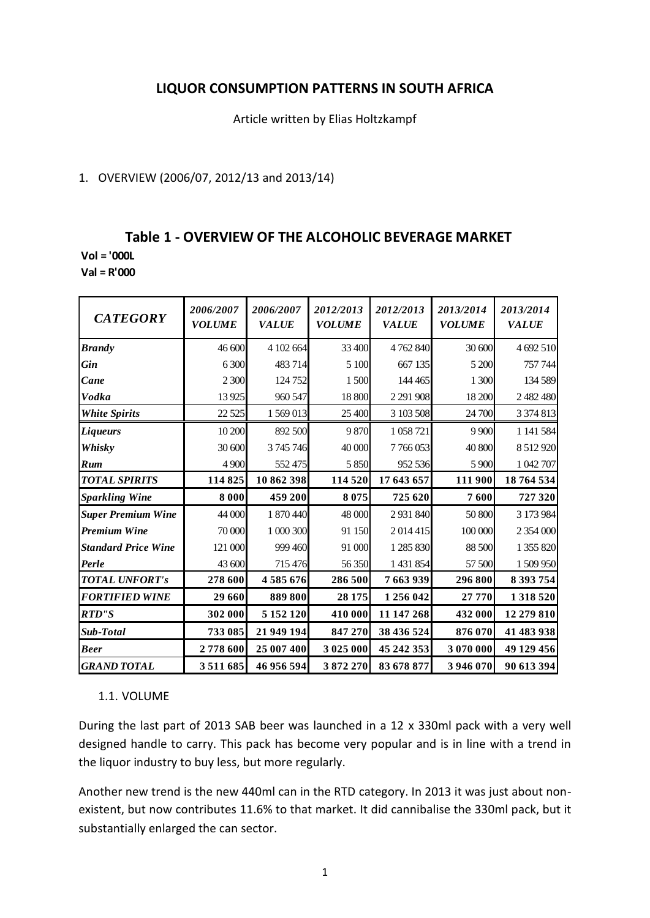# LIQUOR CONSUMPTION PATTERNS IN SOUTH AFRICA

Article written by Elias Holtzkampf

1. OVERVIEW (2006/07, 2012/13 and 2013/14)

## Table 1 - OVERVIEW OF THE ALCOHOLIC BEVERAGE MARKET

**Vol = '000L**
**Val = R'000**

| *CATEGORY* | *2006/2007 VOLUME* | *2006/2007 VALUE* | *2012/2013 VOLUME* | *2012/2013 VALUE* | *2013/2014 VOLUME* | *2013/2014 VALUE* |
|---|---|---|---|---|---|---|
| *Brandy* | 46 600 | 4 102 664 | 33 400 | 4 762 840 | 30 600 | 4 692 510 |
| *Gin* | 6 300 | 483 714 | 5 100 | 667 135 | 5 200 | 757 744 |
| *Cane* | 2 300 | 124 752 | 1 500 | 144 465 | 1 300 | 134 589 |
| *Vodka* | 13 925 | 960 547 | 18 800 | 2 291 908 | 18 200 | 2 482 480 |
| *White Spirits* | 22 525 | 1 569 013 | 25 400 | 3 103 508 | 24 700 | 3 374 813 |
| *Liqueurs* | 10 200 | 892 500 | 9 870 | 1 058 721 | 9 900 | 1 141 584 |
| *Whisky* | 30 600 | 3 745 746 | 40 000 | 7 766 053 | 40 800 | 8 512 920 |
| *Rum* | 4 900 | 552 475 | 5 850 | 952 536 | 5 900 | 1 042 707 |
| ***TOTAL SPIRITS*** | **114 825** | **10 862 398** | **114 520** | **17 643 657** | **111 900** | **18 764 534** |
| ***Sparkling Wine*** | **8 000** | **459 200** | **8 075** | **725 620** | **7 600** | **727 320** |
| *Super Premium Wine* | 44 000 | 1 870 440 | 48 000 | 2 931 840 | 50 800 | 3 173 984 |
| *Premium Wine* | 70 000 | 1 000 300 | 91 150 | 2 014 415 | 100 000 | 2 354 000 |
| *Standard Price Wine* | 121 000 | 999 460 | 91 000 | 1 285 830 | 88 500 | 1 355 820 |
| *Perle* | 43 600 | 715 476 | 56 350 | 1 431 854 | 57 500 | 1 509 950 |
| ***TOTAL UNFORT's*** | **278 600** | **4 585 676** | **286 500** | **7 663 939** | **296 800** | **8 393 754** |
| ***FORTIFIED WINE*** | **29 660** | **889 800** | **28 175** | **1 256 042** | **27 770** | **1 318 520** |
| ***RTD"S*** | **302 000** | **5 152 120** | **410 000** | **11 147 268** | **432 000** | **12 279 810** |
| ***Sub-Total*** | **733 085** | **21 949 194** | **847 270** | **38 436 524** | **876 070** | **41 483 938** |
| ***Beer*** | **2 778 600** | **25 007 400** | **3 025 000** | **45 242 353** | **3 070 000** | **49 129 456** |
| ***GRAND TOTAL*** | **3 511 685** | **46 956 594** | **3 872 270** | **83 678 877** | **3 946 070** | **90 613 394** |

### 1.1. VOLUME

During the last part of 2013 SAB beer was launched in a 12 x 330ml pack with a very well designed handle to carry. This pack has become very popular and is in line with a trend in the liquor industry to buy less, but more regularly.

Another new trend is the new 440ml can in the RTD category. In 2013 it was just about non-existent, but now contributes 11.6% to that market. It did cannibalise the 330ml pack, but it substantially enlarged the can sector.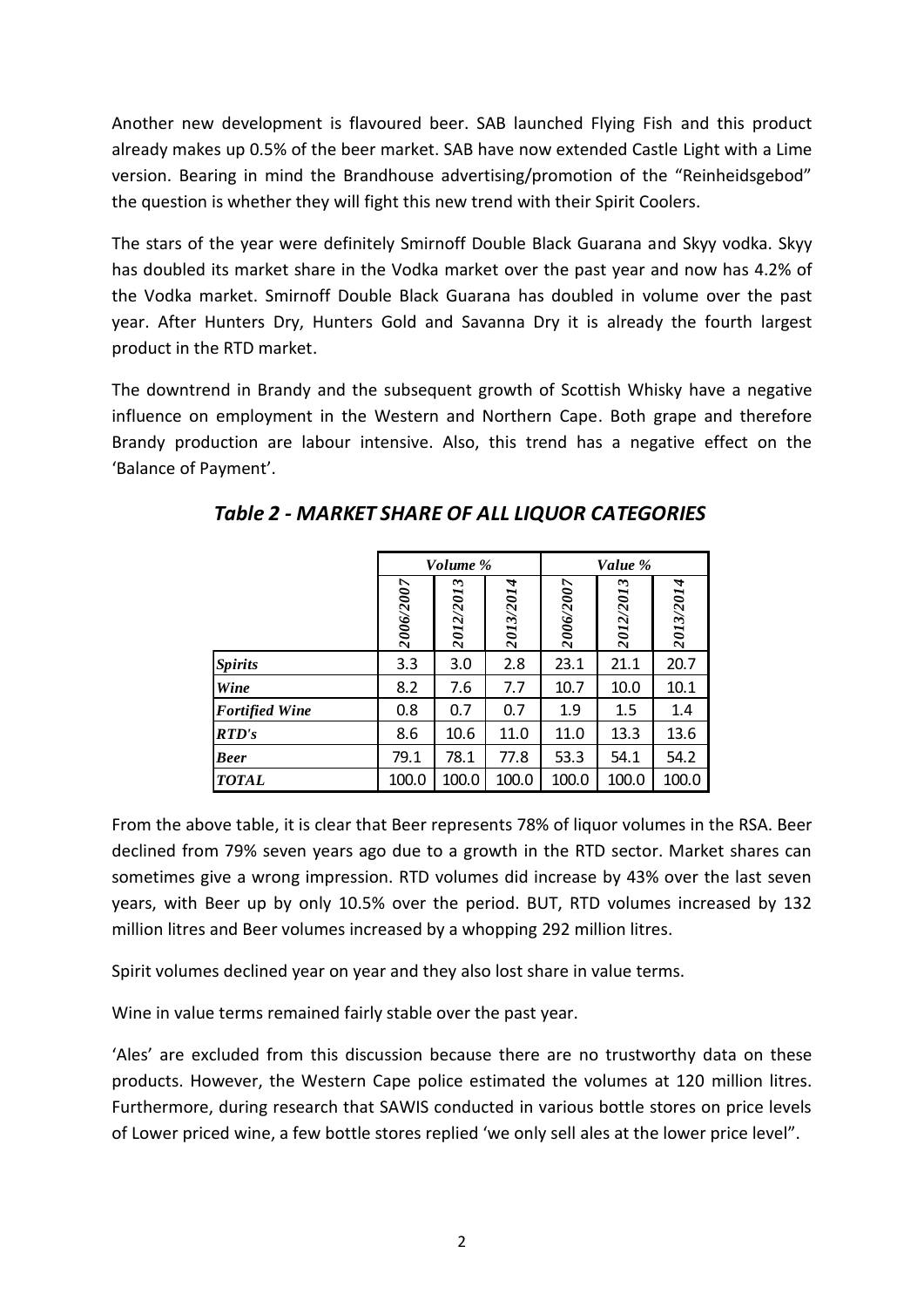Another new development is flavoured beer. SAB launched Flying Fish and this product already makes up 0.5% of the beer market. SAB have now extended Castle Light with a Lime version. Bearing in mind the Brandhouse advertising/promotion of the "Reinheidsgebod" the question is whether they will fight this new trend with their Spirit Coolers.

The stars of the year were definitely Smirnoff Double Black Guarana and Skyy vodka. Skyy has doubled its market share in the Vodka market over the past year and now has 4.2% of the Vodka market. Smirnoff Double Black Guarana has doubled in volume over the past year. After Hunters Dry, Hunters Gold and Savanna Dry it is already the fourth largest product in the RTD market.

The downtrend in Brandy and the subsequent growth of Scottish Whisky have a negative influence on employment in the Western and Northern Cape. Both grape and therefore Brandy production are labour intensive. Also, this trend has a negative effect on the 'Balance of Payment'.

## *Table 2 - MARKET SHARE OF ALL LIQUOR CATEGORIES*

| | *Volume %* | | | *Value %* | | |
|---|---|---|---|---|---|---|
| | *2006/2007* | *2012/2013* | *2013/2014* | *2006/2007* | *2012/2013* | *2013/2014* |
| ***Spirits*** | 3.3 | 3.0 | 2.8 | 23.1 | 21.1 | 20.7 |
| ***Wine*** | 8.2 | 7.6 | 7.7 | 10.7 | 10.0 | 10.1 |
| ***Fortified Wine*** | 0.8 | 0.7 | 0.7 | 1.9 | 1.5 | 1.4 |
| ***RTD's*** | 8.6 | 10.6 | 11.0 | 11.0 | 13.3 | 13.6 |
| ***Beer*** | 79.1 | 78.1 | 77.8 | 53.3 | 54.1 | 54.2 |
| ***TOTAL*** | 100.0 | 100.0 | 100.0 | 100.0 | 100.0 | 100.0 |

From the above table, it is clear that Beer represents 78% of liquor volumes in the RSA. Beer declined from 79% seven years ago due to a growth in the RTD sector. Market shares can sometimes give a wrong impression. RTD volumes did increase by 43% over the last seven years, with Beer up by only 10.5% over the period. BUT, RTD volumes increased by 132 million litres and Beer volumes increased by a whopping 292 million litres.

Spirit volumes declined year on year and they also lost share in value terms.

Wine in value terms remained fairly stable over the past year.

'Ales' are excluded from this discussion because there are no trustworthy data on these products. However, the Western Cape police estimated the volumes at 120 million litres. Furthermore, during research that SAWIS conducted in various bottle stores on price levels of Lower priced wine, a few bottle stores replied 'we only sell ales at the lower price level".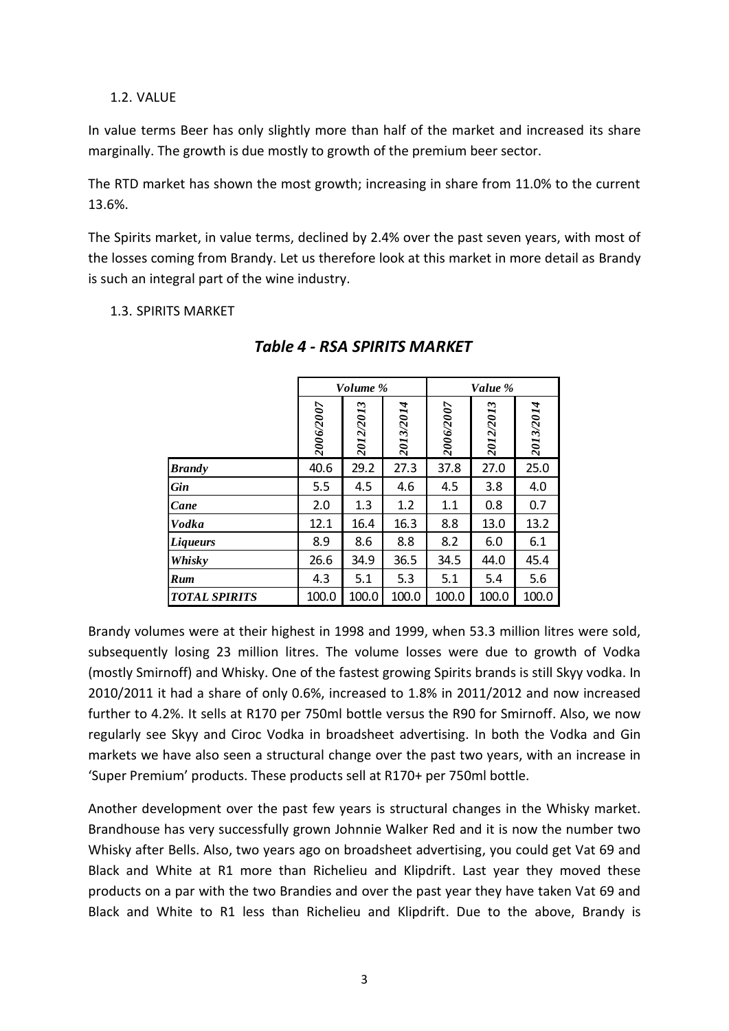### 1.2. VALUE

In value terms Beer has only slightly more than half of the market and increased its share marginally. The growth is due mostly to growth of the premium beer sector.

The RTD market has shown the most growth; increasing in share from 11.0% to the current 13.6%.

The Spirits market, in value terms, declined by 2.4% over the past seven years, with most of the losses coming from Brandy. Let us therefore look at this market in more detail as Brandy is such an integral part of the wine industry.

### 1.3. SPIRITS MARKET

***Table 4 - RSA SPIRITS MARKET***

| | *Volume %* | | | *Value %* | | |
|---|---|---|---|---|---|---|
| | *2006/2007* | *2012/2013* | *2013/2014* | *2006/2007* | *2012/2013* | *2013/2014* |
| ***Brandy*** | 40.6 | 29.2 | 27.3 | 37.8 | 27.0 | 25.0 |
| ***Gin*** | 5.5 | 4.5 | 4.6 | 4.5 | 3.8 | 4.0 |
| ***Cane*** | 2.0 | 1.3 | 1.2 | 1.1 | 0.8 | 0.7 |
| ***Vodka*** | 12.1 | 16.4 | 16.3 | 8.8 | 13.0 | 13.2 |
| ***Liqueurs*** | 8.9 | 8.6 | 8.8 | 8.2 | 6.0 | 6.1 |
| ***Whisky*** | 26.6 | 34.9 | 36.5 | 34.5 | 44.0 | 45.4 |
| ***Rum*** | 4.3 | 5.1 | 5.3 | 5.1 | 5.4 | 5.6 |
| ***TOTAL SPIRITS*** | 100.0 | 100.0 | 100.0 | 100.0 | 100.0 | 100.0 |

Brandy volumes were at their highest in 1998 and 1999, when 53.3 million litres were sold, subsequently losing 23 million litres. The volume losses were due to growth of Vodka (mostly Smirnoff) and Whisky. One of the fastest growing Spirits brands is still Skyy vodka. In 2010/2011 it had a share of only 0.6%, increased to 1.8% in 2011/2012 and now increased further to 4.2%. It sells at R170 per 750ml bottle versus the R90 for Smirnoff. Also, we now regularly see Skyy and Ciroc Vodka in broadsheet advertising. In both the Vodka and Gin markets we have also seen a structural change over the past two years, with an increase in 'Super Premium' products. These products sell at R170+ per 750ml bottle.

Another development over the past few years is structural changes in the Whisky market. Brandhouse has very successfully grown Johnnie Walker Red and it is now the number two Whisky after Bells. Also, two years ago on broadsheet advertising, you could get Vat 69 and Black and White at R1 more than Richelieu and Klipdrift. Last year they moved these products on a par with the two Brandies and over the past year they have taken Vat 69 and Black and White to R1 less than Richelieu and Klipdrift. Due to the above, Brandy is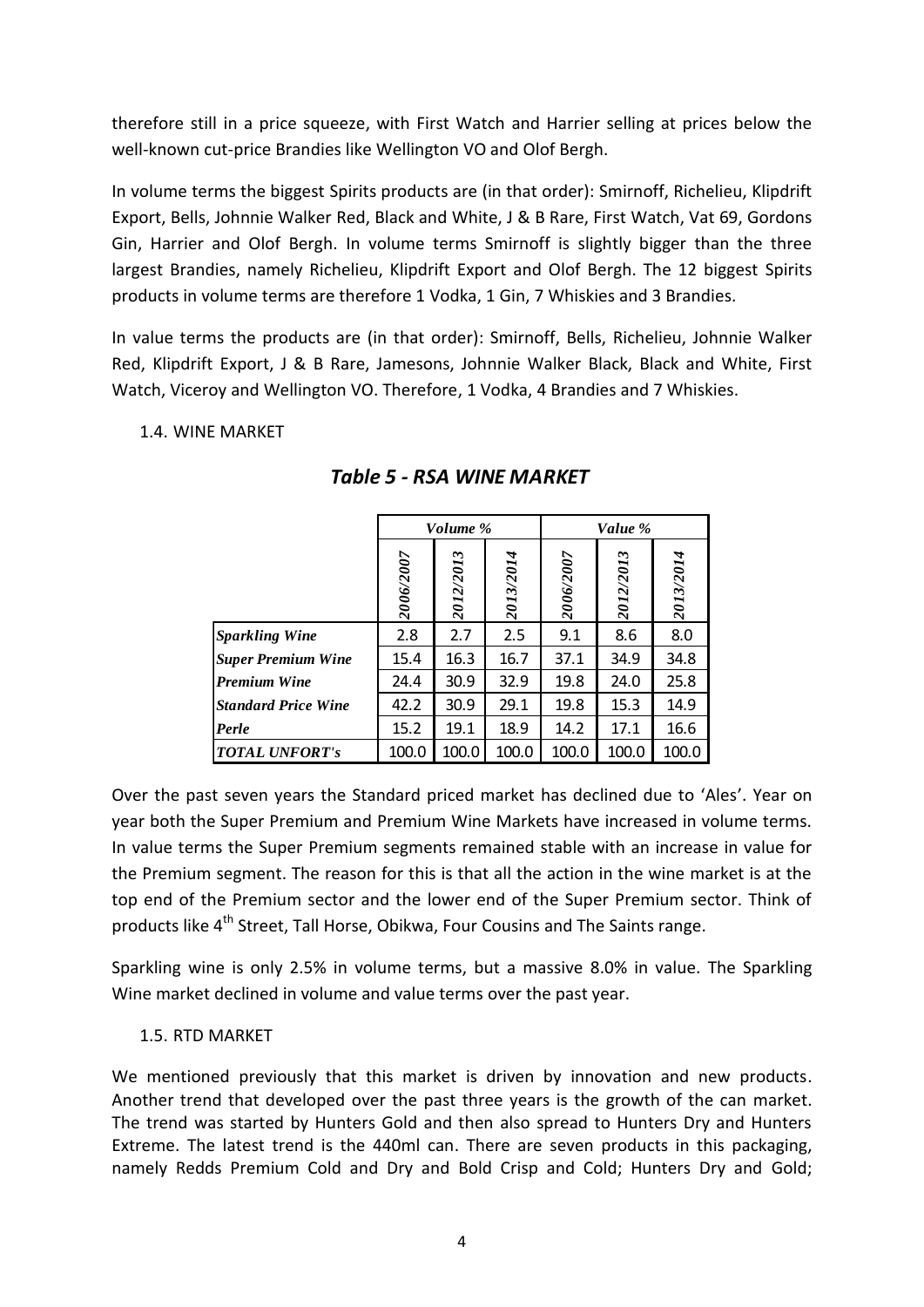therefore still in a price squeeze, with First Watch and Harrier selling at prices below the well-known cut-price Brandies like Wellington VO and Olof Bergh.

In volume terms the biggest Spirits products are (in that order): Smirnoff, Richelieu, Klipdrift Export, Bells, Johnnie Walker Red, Black and White, J & B Rare, First Watch, Vat 69, Gordons Gin, Harrier and Olof Bergh. In volume terms Smirnoff is slightly bigger than the three largest Brandies, namely Richelieu, Klipdrift Export and Olof Bergh. The 12 biggest Spirits products in volume terms are therefore 1 Vodka, 1 Gin, 7 Whiskies and 3 Brandies.

In value terms the products are (in that order): Smirnoff, Bells, Richelieu, Johnnie Walker Red, Klipdrift Export, J & B Rare, Jamesons, Johnnie Walker Black, Black and White, First Watch, Viceroy and Wellington VO. Therefore, 1 Vodka, 4 Brandies and 7 Whiskies.

1.4. WINE MARKET

### *Table 5 - RSA WINE MARKET*

| | *Volume %* | | | *Value %* | | |
|---|---|---|---|---|---|---|
| | *2006/2007* | *2012/2013* | *2013/2014* | *2006/2007* | *2012/2013* | *2013/2014* |
| ***Sparkling Wine*** | 2.8 | 2.7 | 2.5 | 9.1 | 8.6 | 8.0 |
| ***Super Premium Wine*** | 15.4 | 16.3 | 16.7 | 37.1 | 34.9 | 34.8 |
| ***Premium Wine*** | 24.4 | 30.9 | 32.9 | 19.8 | 24.0 | 25.8 |
| ***Standard Price Wine*** | 42.2 | 30.9 | 29.1 | 19.8 | 15.3 | 14.9 |
| ***Perle*** | 15.2 | 19.1 | 18.9 | 14.2 | 17.1 | 16.6 |
| ***TOTAL UNFORT's*** | 100.0 | 100.0 | 100.0 | 100.0 | 100.0 | 100.0 |

Over the past seven years the Standard priced market has declined due to 'Ales'. Year on year both the Super Premium and Premium Wine Markets have increased in volume terms. In value terms the Super Premium segments remained stable with an increase in value for the Premium segment. The reason for this is that all the action in the wine market is at the top end of the Premium sector and the lower end of the Super Premium sector. Think of products like 4th Street, Tall Horse, Obikwa, Four Cousins and The Saints range.

Sparkling wine is only 2.5% in volume terms, but a massive 8.0% in value. The Sparkling Wine market declined in volume and value terms over the past year.

1.5. RTD MARKET

We mentioned previously that this market is driven by innovation and new products. Another trend that developed over the past three years is the growth of the can market. The trend was started by Hunters Gold and then also spread to Hunters Dry and Hunters Extreme. The latest trend is the 440ml can. There are seven products in this packaging, namely Redds Premium Cold and Dry and Bold Crisp and Cold; Hunters Dry and Gold;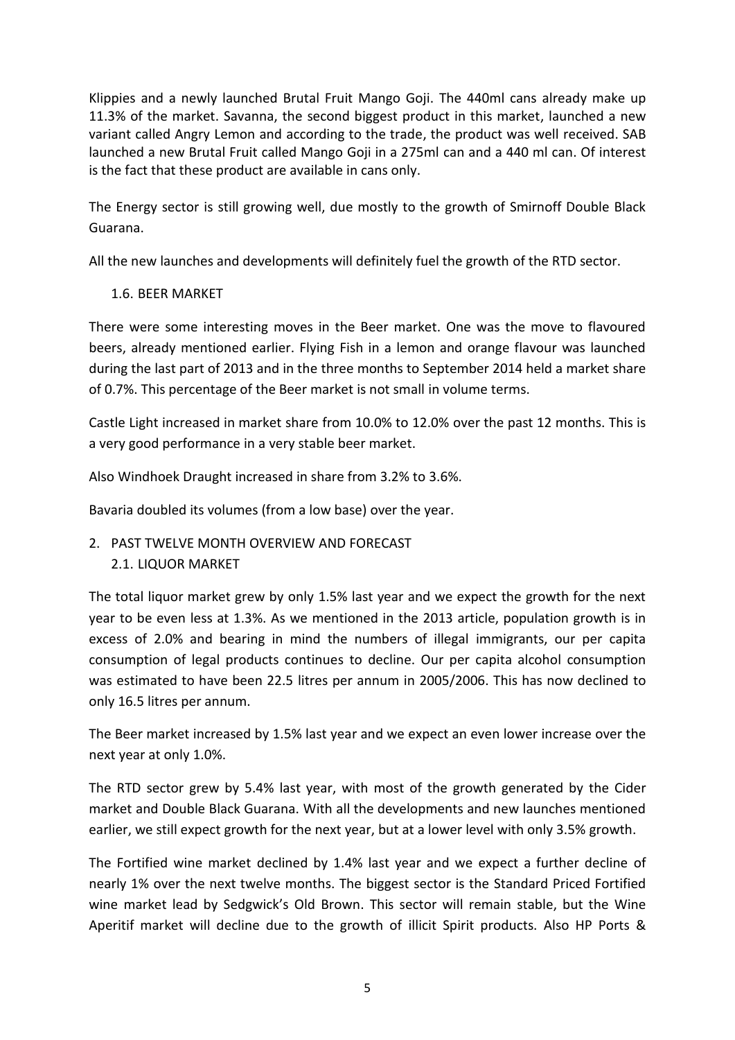Klippies and a newly launched Brutal Fruit Mango Goji. The 440ml cans already make up 11.3% of the market. Savanna, the second biggest product in this market, launched a new variant called Angry Lemon and according to the trade, the product was well received. SAB launched a new Brutal Fruit called Mango Goji in a 275ml can and a 440 ml can. Of interest is the fact that these product are available in cans only.

The Energy sector is still growing well, due mostly to the growth of Smirnoff Double Black Guarana.

All the new launches and developments will definitely fuel the growth of the RTD sector.

### 1.6. BEER MARKET

There were some interesting moves in the Beer market. One was the move to flavoured beers, already mentioned earlier. Flying Fish in a lemon and orange flavour was launched during the last part of 2013 and in the three months to September 2014 held a market share of 0.7%. This percentage of the Beer market is not small in volume terms.

Castle Light increased in market share from 10.0% to 12.0% over the past 12 months. This is a very good performance in a very stable beer market.

Also Windhoek Draught increased in share from 3.2% to 3.6%.

Bavaria doubled its volumes (from a low base) over the year.

## 2. PAST TWELVE MONTH OVERVIEW AND FORECAST

### 2.1. LIQUOR MARKET

The total liquor market grew by only 1.5% last year and we expect the growth for the next year to be even less at 1.3%. As we mentioned in the 2013 article, population growth is in excess of 2.0% and bearing in mind the numbers of illegal immigrants, our per capita consumption of legal products continues to decline. Our per capita alcohol consumption was estimated to have been 22.5 litres per annum in 2005/2006. This has now declined to only 16.5 litres per annum.

The Beer market increased by 1.5% last year and we expect an even lower increase over the next year at only 1.0%.

The RTD sector grew by 5.4% last year, with most of the growth generated by the Cider market and Double Black Guarana. With all the developments and new launches mentioned earlier, we still expect growth for the next year, but at a lower level with only 3.5% growth.

The Fortified wine market declined by 1.4% last year and we expect a further decline of nearly 1% over the next twelve months. The biggest sector is the Standard Priced Fortified wine market lead by Sedgwick's Old Brown. This sector will remain stable, but the Wine Aperitif market will decline due to the growth of illicit Spirit products. Also HP Ports &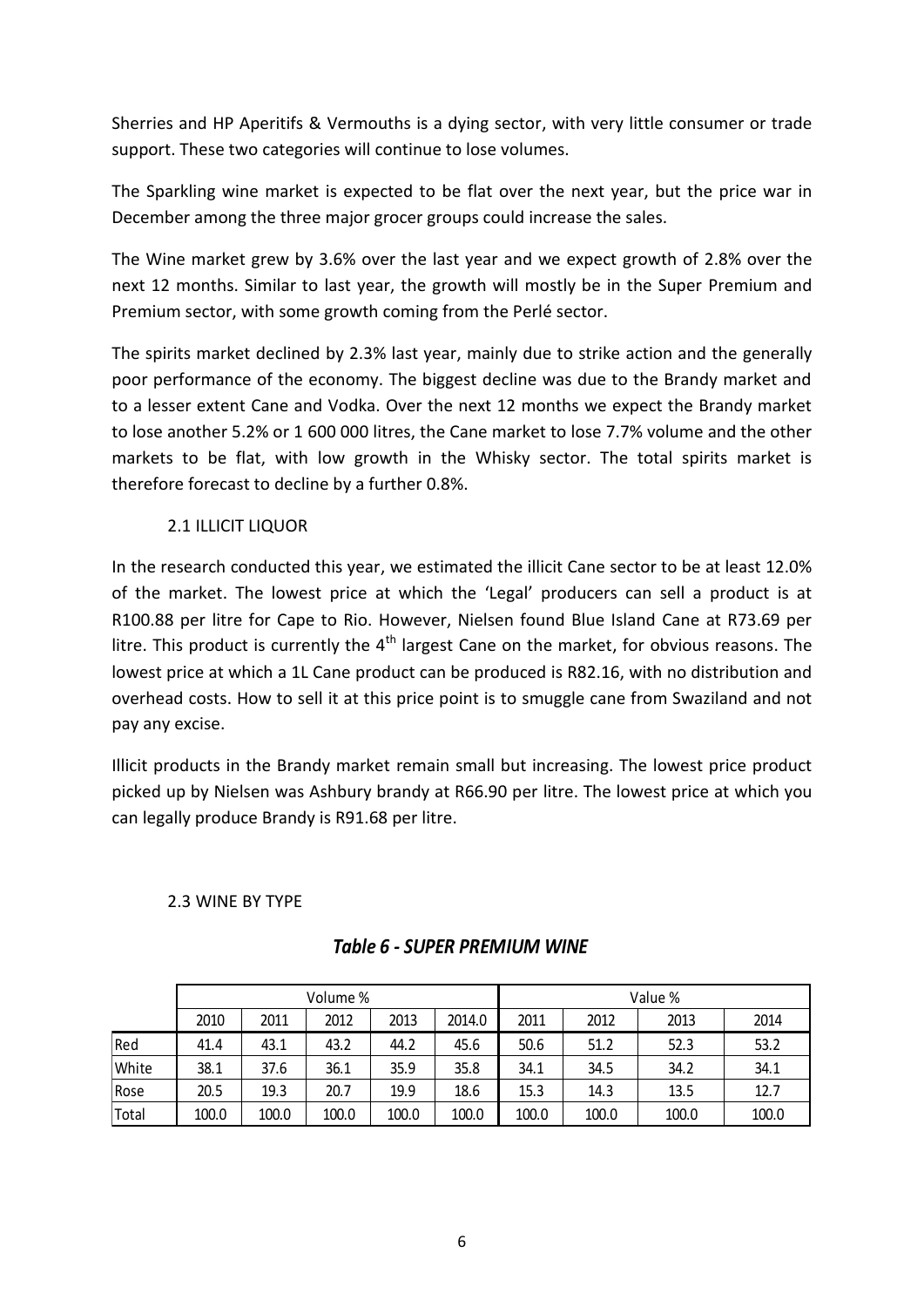Sherries and HP Aperitifs & Vermouths is a dying sector, with very little consumer or trade support. These two categories will continue to lose volumes.

The Sparkling wine market is expected to be flat over the next year, but the price war in December among the three major grocer groups could increase the sales.

The Wine market grew by 3.6% over the last year and we expect growth of 2.8% over the next 12 months. Similar to last year, the growth will mostly be in the Super Premium and Premium sector, with some growth coming from the Perlé sector.

The spirits market declined by 2.3% last year, mainly due to strike action and the generally poor performance of the economy. The biggest decline was due to the Brandy market and to a lesser extent Cane and Vodka. Over the next 12 months we expect the Brandy market to lose another 5.2% or 1 600 000 litres, the Cane market to lose 7.7% volume and the other markets to be flat, with low growth in the Whisky sector. The total spirits market is therefore forecast to decline by a further 0.8%.

### 2.1 ILLICIT LIQUOR

In the research conducted this year, we estimated the illicit Cane sector to be at least 12.0% of the market. The lowest price at which the 'Legal' producers can sell a product is at R100.88 per litre for Cape to Rio. However, Nielsen found Blue Island Cane at R73.69 per litre. This product is currently the 4th largest Cane on the market, for obvious reasons. The lowest price at which a 1L Cane product can be produced is R82.16, with no distribution and overhead costs. How to sell it at this price point is to smuggle cane from Swaziland and not pay any excise.

Illicit products in the Brandy market remain small but increasing. The lowest price product picked up by Nielsen was Ashbury brandy at R66.90 per litre. The lowest price at which you can legally produce Brandy is R91.68 per litre.

### 2.3 WINE BY TYPE

***Table 6 - SUPER PREMIUM WINE***

| | Volume % | | | | | Value % | | | |
|---|---|---|---|---|---|---|---|---|---|
| | 2010 | 2011 | 2012 | 2013 | 2014.0 | 2011 | 2012 | 2013 | 2014 |
| Red | 41.4 | 43.1 | 43.2 | 44.2 | 45.6 | 50.6 | 51.2 | 52.3 | 53.2 |
| White | 38.1 | 37.6 | 36.1 | 35.9 | 35.8 | 34.1 | 34.5 | 34.2 | 34.1 |
| Rose | 20.5 | 19.3 | 20.7 | 19.9 | 18.6 | 15.3 | 14.3 | 13.5 | 12.7 |
| Total | 100.0 | 100.0 | 100.0 | 100.0 | 100.0 | 100.0 | 100.0 | 100.0 | 100.0 |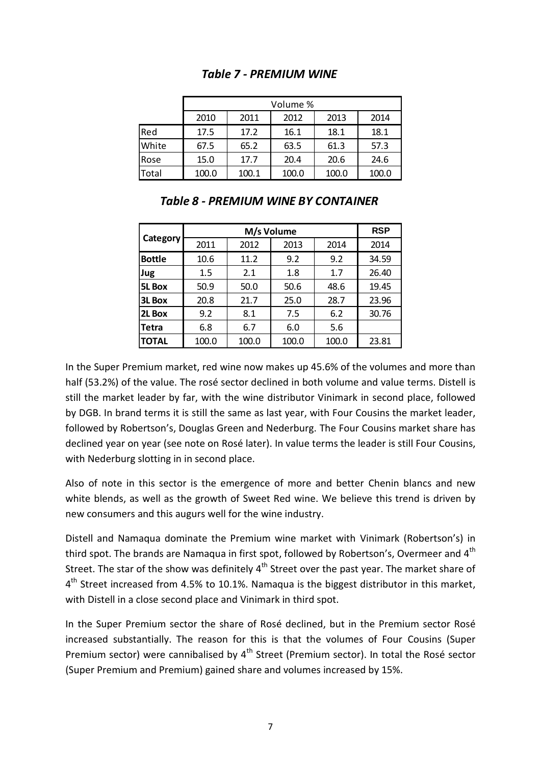### *Table 7 - PREMIUM WINE*

| | Volume % | | | | |
|---|---|---|---|---|---|
| | 2010 | 2011 | 2012 | 2013 | 2014 |
| Red | 17.5 | 17.2 | 16.1 | 18.1 | 18.1 |
| White | 67.5 | 65.2 | 63.5 | 61.3 | 57.3 |
| Rose | 15.0 | 17.7 | 20.4 | 20.6 | 24.6 |
| Total | 100.0 | 100.1 | 100.0 | 100.0 | 100.0 |

### *Table 8 - PREMIUM WINE BY CONTAINER*

| Category | M/s Volume | | | | RSP |
|---|---|---|---|---|---|
| | 2011 | 2012 | 2013 | 2014 | 2014 |
| **Bottle** | 10.6 | 11.2 | 9.2 | 9.2 | 34.59 |
| **Jug** | 1.5 | 2.1 | 1.8 | 1.7 | 26.40 |
| **5L Box** | 50.9 | 50.0 | 50.6 | 48.6 | 19.45 |
| **3L Box** | 20.8 | 21.7 | 25.0 | 28.7 | 23.96 |
| **2L Box** | 9.2 | 8.1 | 7.5 | 6.2 | 30.76 |
| **Tetra** | 6.8 | 6.7 | 6.0 | 5.6 | |
| **TOTAL** | 100.0 | 100.0 | 100.0 | 100.0 | 23.81 |

In the Super Premium market, red wine now makes up 45.6% of the volumes and more than half (53.2%) of the value. The rosé sector declined in both volume and value terms. Distell is still the market leader by far, with the wine distributor Vinimark in second place, followed by DGB. In brand terms it is still the same as last year, with Four Cousins the market leader, followed by Robertson's, Douglas Green and Nederburg. The Four Cousins market share has declined year on year (see note on Rosé later). In value terms the leader is still Four Cousins, with Nederburg slotting in in second place.

Also of note in this sector is the emergence of more and better Chenin blancs and new white blends, as well as the growth of Sweet Red wine. We believe this trend is driven by new consumers and this augurs well for the wine industry.

Distell and Namaqua dominate the Premium wine market with Vinimark (Robertson's) in third spot. The brands are Namaqua in first spot, followed by Robertson's, Overmeer and 4th Street. The star of the show was definitely 4th Street over the past year. The market share of 4th Street increased from 4.5% to 10.1%. Namaqua is the biggest distributor in this market, with Distell in a close second place and Vinimark in third spot.

In the Super Premium sector the share of Rosé declined, but in the Premium sector Rosé increased substantially. The reason for this is that the volumes of Four Cousins (Super Premium sector) were cannibalised by 4th Street (Premium sector). In total the Rosé sector (Super Premium and Premium) gained share and volumes increased by 15%.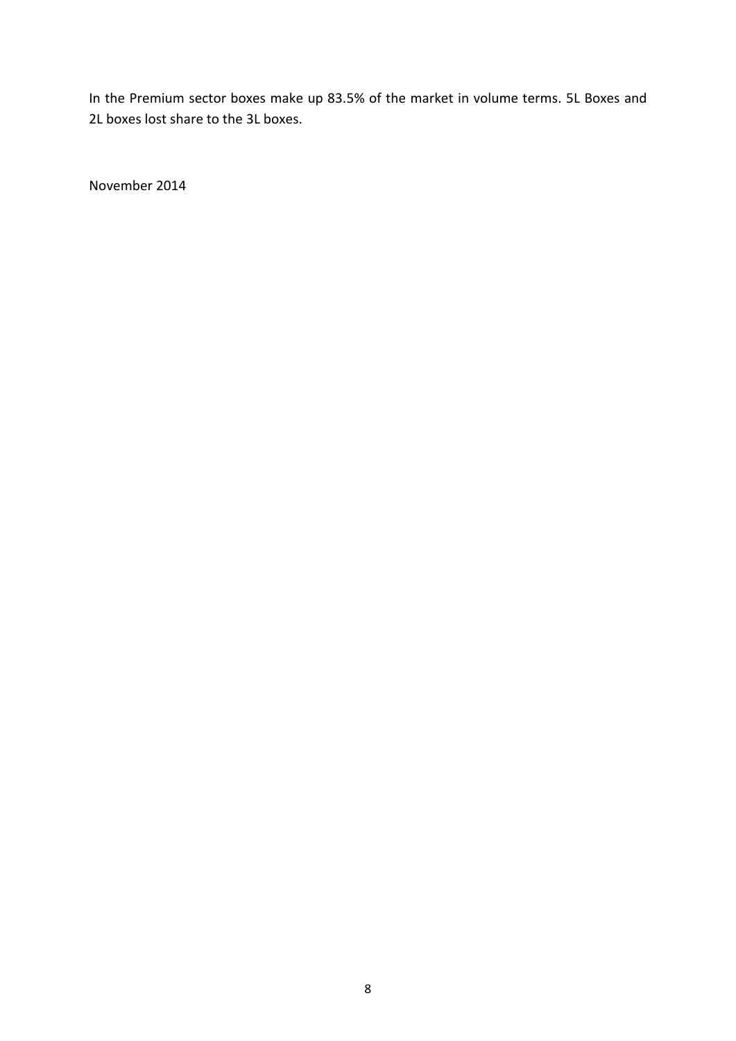In the Premium sector boxes make up 83.5% of the market in volume terms. 5L Boxes and 2L boxes lost share to the 3L boxes.

November 2014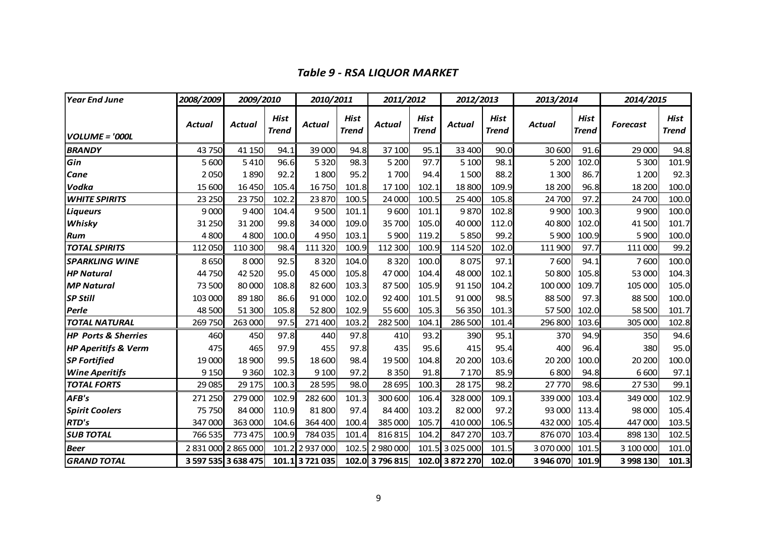### *Table 9 - RSA LIQUOR MARKET*

| *Year End June* | *2008/2009* | *2009/2010* | | *2010/2011* | | *2011/2012* | | *2012/2013* | | *2013/2014* | | *2014/2015* | |
|---|---|---|---|---|---|---|---|---|---|---|---|---|---|
| *VOLUME = '000L* | *Actual* | *Actual* | *Hist Trend* | *Actual* | *Hist Trend* | *Actual* | *Hist Trend* | *Actual* | *Hist Trend* | *Actual* | *Hist Trend* | *Forecast* | *Hist Trend* |
| ***BRANDY*** | 43 750 | 41 150 | 94.1 | 39 000 | 94.8 | 37 100 | 95.1 | 33 400 | 90.0 | 30 600 | 91.6 | 29 000 | 94.8 |
| ***Gin*** | 5 600 | 5 410 | 96.6 | 5 320 | 98.3 | 5 200 | 97.7 | 5 100 | 98.1 | 5 200 | 102.0 | 5 300 | 101.9 |
| ***Cane*** | 2 050 | 1 890 | 92.2 | 1 800 | 95.2 | 1 700 | 94.4 | 1 500 | 88.2 | 1 300 | 86.7 | 1 200 | 92.3 |
| ***Vodka*** | 15 600 | 16 450 | 105.4 | 16 750 | 101.8 | 17 100 | 102.1 | 18 800 | 109.9 | 18 200 | 96.8 | 18 200 | 100.0 |
| ***WHITE SPIRITS*** | 23 250 | 23 750 | 102.2 | 23 870 | 100.5 | 24 000 | 100.5 | 25 400 | 105.8 | 24 700 | 97.2 | 24 700 | 100.0 |
| ***Liqueurs*** | 9 000 | 9 400 | 104.4 | 9 500 | 101.1 | 9 600 | 101.1 | 9 870 | 102.8 | 9 900 | 100.3 | 9 900 | 100.0 |
| ***Whisky*** | 31 250 | 31 200 | 99.8 | 34 000 | 109.0 | 35 700 | 105.0 | 40 000 | 112.0 | 40 800 | 102.0 | 41 500 | 101.7 |
| ***Rum*** | 4 800 | 4 800 | 100.0 | 4 950 | 103.1 | 5 900 | 119.2 | 5 850 | 99.2 | 5 900 | 100.9 | 5 900 | 100.0 |
| ***TOTAL SPIRITS*** | 112 050 | 110 300 | 98.4 | 111 320 | 100.9 | 112 300 | 100.9 | 114 520 | 102.0 | 111 900 | 97.7 | 111 000 | 99.2 |
| ***SPARKLING WINE*** | 8 650 | 8 000 | 92.5 | 8 320 | 104.0 | 8 320 | 100.0 | 8 075 | 97.1 | 7 600 | 94.1 | 7 600 | 100.0 |
| ***HP Natural*** | 44 750 | 42 520 | 95.0 | 45 000 | 105.8 | 47 000 | 104.4 | 48 000 | 102.1 | 50 800 | 105.8 | 53 000 | 104.3 |
| ***MP Natural*** | 73 500 | 80 000 | 108.8 | 82 600 | 103.3 | 87 500 | 105.9 | 91 150 | 104.2 | 100 000 | 109.7 | 105 000 | 105.0 |
| ***SP Still*** | 103 000 | 89 180 | 86.6 | 91 000 | 102.0 | 92 400 | 101.5 | 91 000 | 98.5 | 88 500 | 97.3 | 88 500 | 100.0 |
| ***Perle*** | 48 500 | 51 300 | 105.8 | 52 800 | 102.9 | 55 600 | 105.3 | 56 350 | 101.3 | 57 500 | 102.0 | 58 500 | 101.7 |
| ***TOTAL NATURAL*** | 269 750 | 263 000 | 97.5 | 271 400 | 103.2 | 282 500 | 104.1 | 286 500 | 101.4 | 296 800 | 103.6 | 305 000 | 102.8 |
| ***HP Ports & Sherries*** | 460 | 450 | 97.8 | 440 | 97.8 | 410 | 93.2 | 390 | 95.1 | 370 | 94.9 | 350 | 94.6 |
| ***HP Aperitifs & Verm*** | 475 | 465 | 97.9 | 455 | 97.8 | 435 | 95.6 | 415 | 95.4 | 400 | 96.4 | 380 | 95.0 |
| ***SP Fortified*** | 19 000 | 18 900 | 99.5 | 18 600 | 98.4 | 19 500 | 104.8 | 20 200 | 103.6 | 20 200 | 100.0 | 20 200 | 100.0 |
| ***Wine Aperitifs*** | 9 150 | 9 360 | 102.3 | 9 100 | 97.2 | 8 350 | 91.8 | 7 170 | 85.9 | 6 800 | 94.8 | 6 600 | 97.1 |
| ***TOTAL FORTS*** | 29 085 | 29 175 | 100.3 | 28 595 | 98.0 | 28 695 | 100.3 | 28 175 | 98.2 | 27 770 | 98.6 | 27 530 | 99.1 |
| ***AFB's*** | 271 250 | 279 000 | 102.9 | 282 600 | 101.3 | 300 600 | 106.4 | 328 000 | 109.1 | 339 000 | 103.4 | 349 000 | 102.9 |
| ***Spirit Coolers*** | 75 750 | 84 000 | 110.9 | 81 800 | 97.4 | 84 400 | 103.2 | 82 000 | 97.2 | 93 000 | 113.4 | 98 000 | 105.4 |
| ***RTD's*** | 347 000 | 363 000 | 104.6 | 364 400 | 100.4 | 385 000 | 105.7 | 410 000 | 106.5 | 432 000 | 105.4 | 447 000 | 103.5 |
| ***SUB TOTAL*** | 766 535 | 773 475 | 100.9 | 784 035 | 101.4 | 816 815 | 104.2 | 847 270 | 103.7 | 876 070 | 103.4 | 898 130 | 102.5 |
| ***Beer*** | 2 831 000 | 2 865 000 | 101.2 | 2 937 000 | 102.5 | 2 980 000 | 101.5 | 3 025 000 | 101.5 | 3 070 000 | 101.5 | 3 100 000 | 101.0 |
| ***GRAND TOTAL*** | **3 597 535** | **3 638 475** | **101.1** | **3 721 035** | **102.0** | **3 796 815** | **102.0** | **3 872 270** | **102.0** | **3 946 070** | **101.9** | **3 998 130** | **101.3** |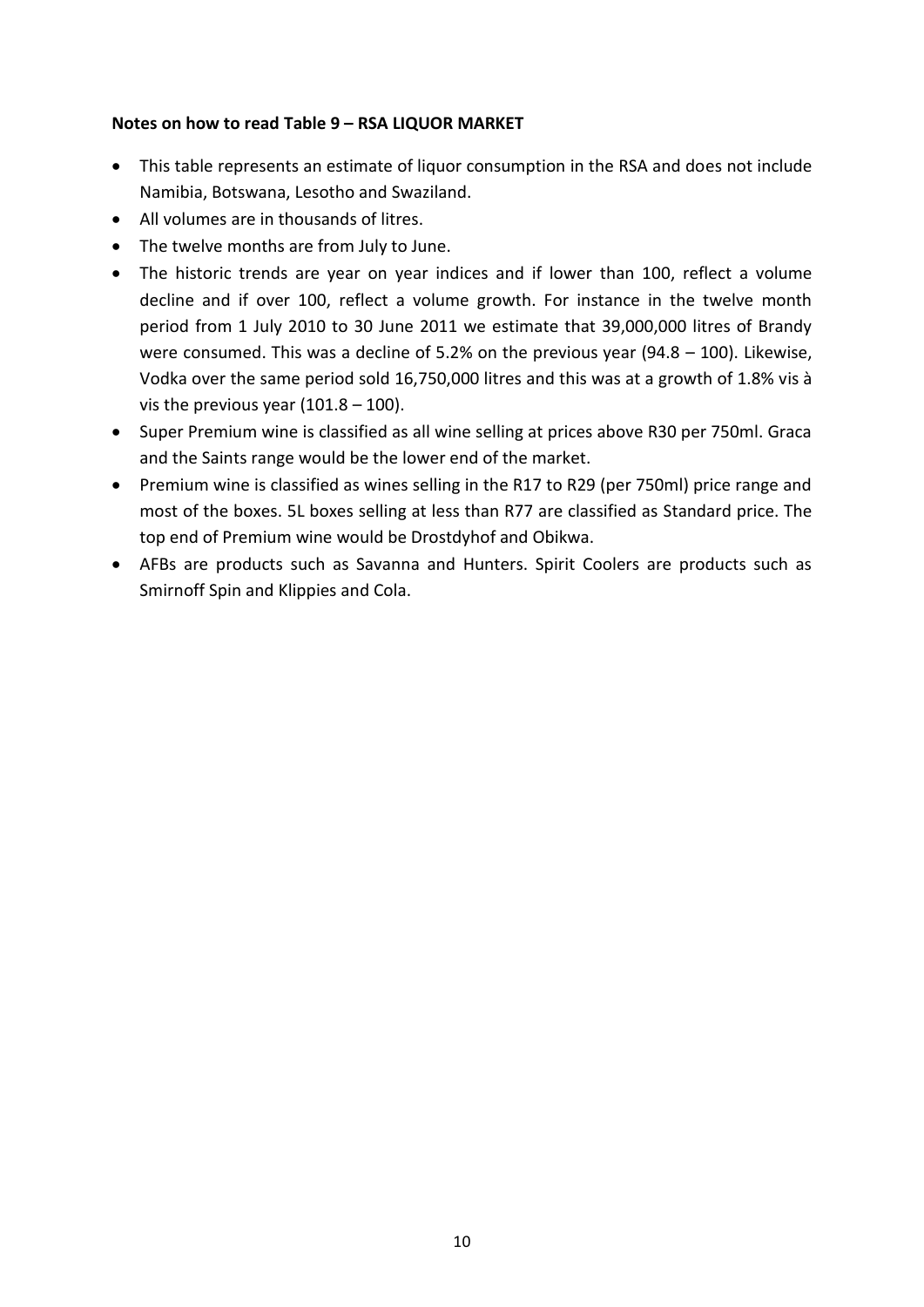**Notes on how to read Table 9 – RSA LIQUOR MARKET**

- This table represents an estimate of liquor consumption in the RSA and does not include Namibia, Botswana, Lesotho and Swaziland.
- All volumes are in thousands of litres.
- The twelve months are from July to June.
- The historic trends are year on year indices and if lower than 100, reflect a volume decline and if over 100, reflect a volume growth. For instance in the twelve month period from 1 July 2010 to 30 June 2011 we estimate that 39,000,000 litres of Brandy were consumed. This was a decline of 5.2% on the previous year (94.8 – 100). Likewise, Vodka over the same period sold 16,750,000 litres and this was at a growth of 1.8% vis à vis the previous year (101.8 – 100).
- Super Premium wine is classified as all wine selling at prices above R30 per 750ml. Graca and the Saints range would be the lower end of the market.
- Premium wine is classified as wines selling in the R17 to R29 (per 750ml) price range and most of the boxes. 5L boxes selling at less than R77 are classified as Standard price. The top end of Premium wine would be Drostdyhof and Obikwa.
- AFBs are products such as Savanna and Hunters. Spirit Coolers are products such as Smirnoff Spin and Klippies and Cola.